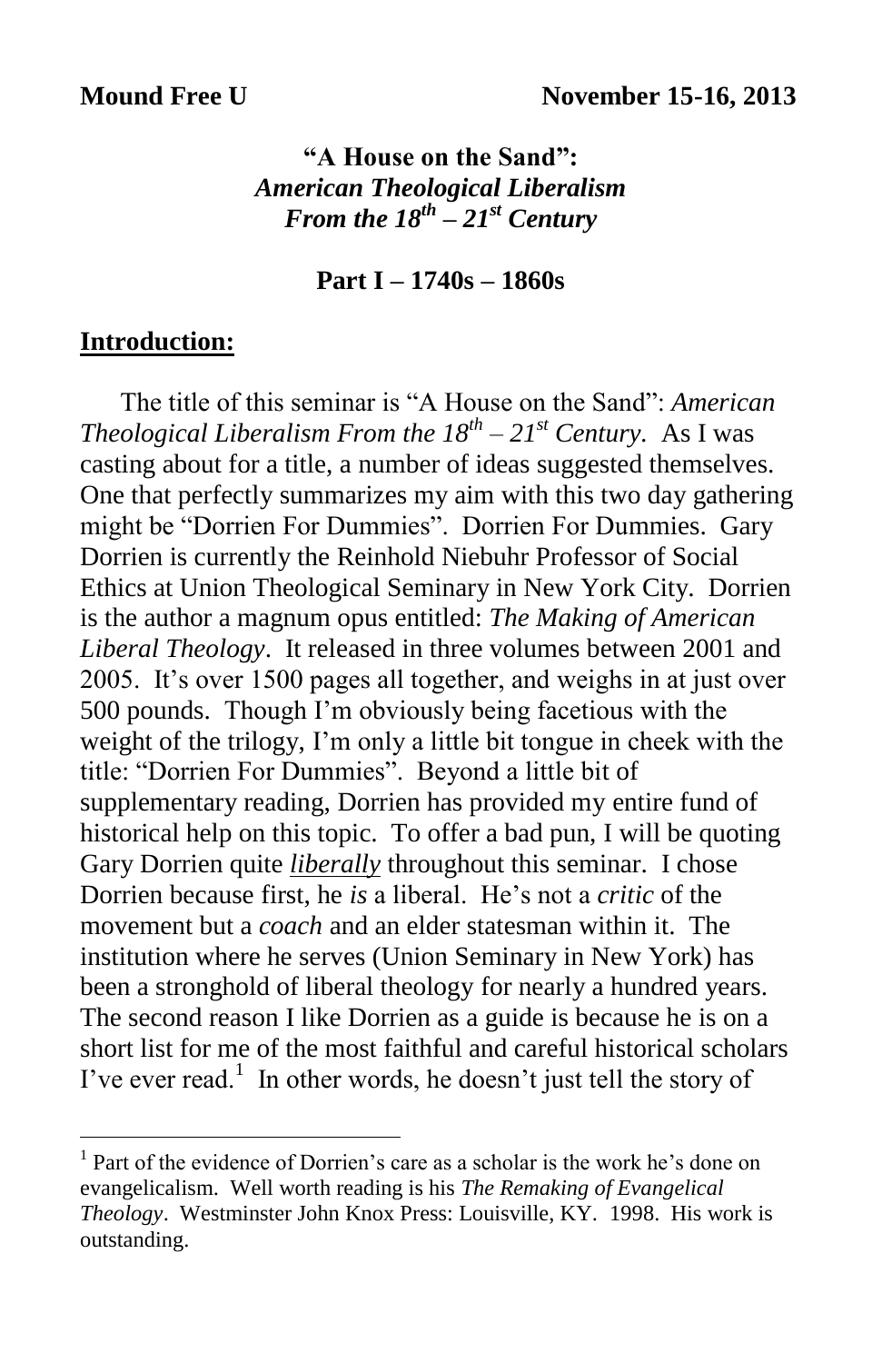**Mound Free U** **November 15-16, 2013**

## "A House on the Sand": *American Theological Liberalism From the 18th – 21st Century*

### Part I – 1740s – 1860s

**Introduction:**

The title of this seminar is "A House on the Sand": *American Theological Liberalism From the 18th – 21st Century.* As I was casting about for a title, a number of ideas suggested themselves. One that perfectly summarizes my aim with this two day gathering might be "Dorrien For Dummies". Dorrien For Dummies. Gary Dorrien is currently the Reinhold Niebuhr Professor of Social Ethics at Union Theological Seminary in New York City. Dorrien is the author a magnum opus entitled: *The Making of American Liberal Theology*. It released in three volumes between 2001 and 2005. It's over 1500 pages all together, and weighs in at just over 500 pounds. Though I'm obviously being facetious with the weight of the trilogy, I'm only a little bit tongue in cheek with the title: "Dorrien For Dummies". Beyond a little bit of supplementary reading, Dorrien has provided my entire fund of historical help on this topic. To offer a bad pun, I will be quoting Gary Dorrien quite ***liberally*** throughout this seminar. I chose Dorrien because first, he *is* a liberal. He's not a *critic* of the movement but a *coach* and an elder statesman within it. The institution where he serves (Union Seminary in New York) has been a stronghold of liberal theology for nearly a hundred years. The second reason I like Dorrien as a guide is because he is on a short list for me of the most faithful and careful historical scholars I've ever read.[1] In other words, he doesn't just tell the story of

---

[1] Part of the evidence of Dorrien's care as a scholar is the work he's done on evangelicalism. Well worth reading is his *The Remaking of Evangelical Theology*. Westminster John Knox Press: Louisville, KY. 1998. His work is outstanding.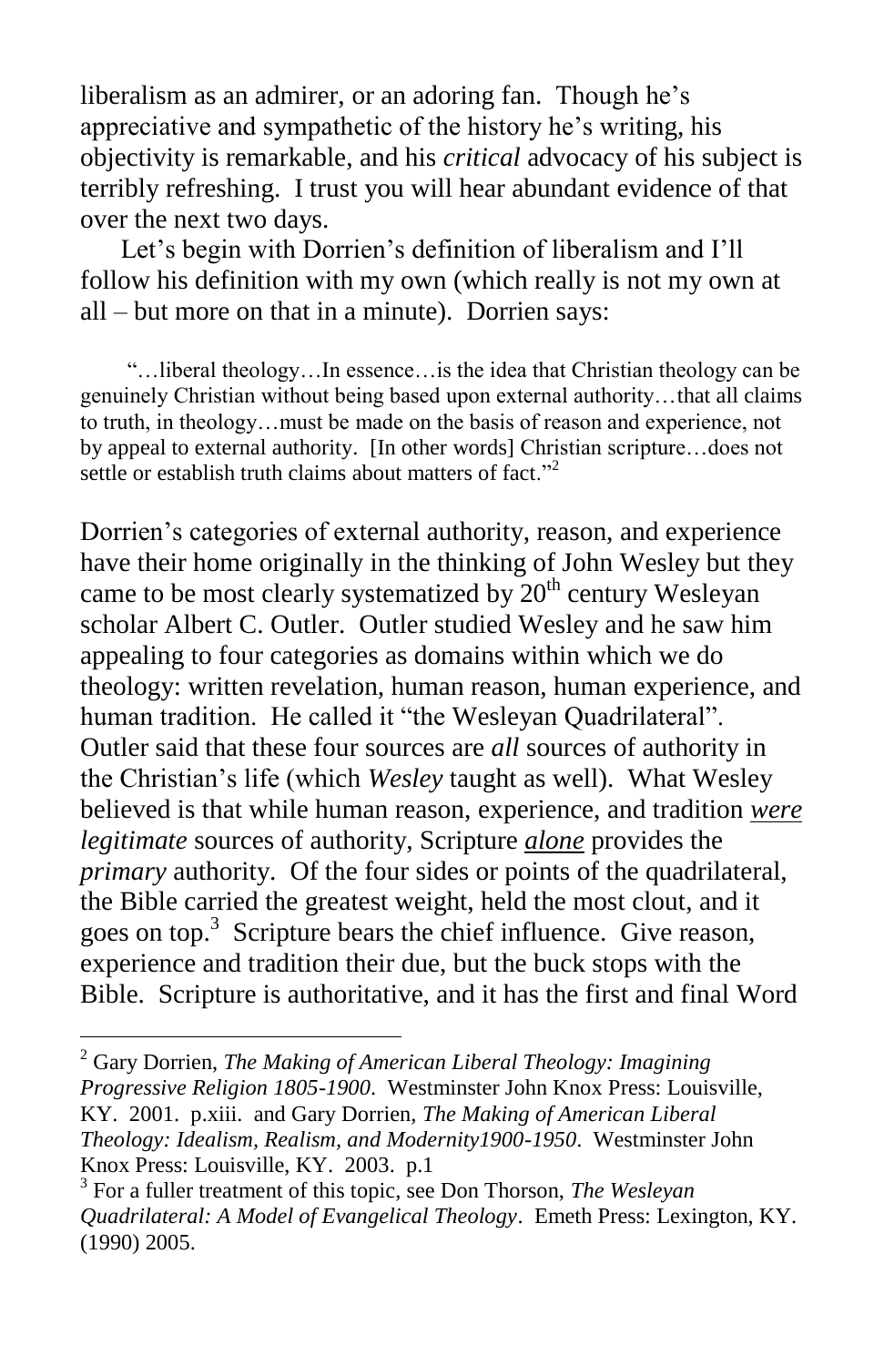liberalism as an admirer, or an adoring fan. Though he's appreciative and sympathetic of the history he's writing, his objectivity is remarkable, and his *critical* advocacy of his subject is terribly refreshing. I trust you will hear abundant evidence of that over the next two days.

Let's begin with Dorrien's definition of liberalism and I'll follow his definition with my own (which really is not my own at all – but more on that in a minute). Dorrien says:

> "…liberal theology…In essence…is the idea that Christian theology can be genuinely Christian without being based upon external authority…that all claims to truth, in theology…must be made on the basis of reason and experience, not by appeal to external authority. [In other words] Christian scripture…does not settle or establish truth claims about matters of fact."[2]

Dorrien's categories of external authority, reason, and experience have their home originally in the thinking of John Wesley but they came to be most clearly systematized by 20th century Wesleyan scholar Albert C. Outler. Outler studied Wesley and he saw him appealing to four categories as domains within which we do theology: written revelation, human reason, human experience, and human tradition. He called it "the Wesleyan Quadrilateral". Outler said that these four sources are *all* sources of authority in the Christian's life (which *Wesley* taught as well). What Wesley believed is that while human reason, experience, and tradition ***were legitimate*** sources of authority, Scripture ***alone*** provides the *primary* authority. Of the four sides or points of the quadrilateral, the Bible carried the greatest weight, held the most clout, and it goes on top.[3] Scripture bears the chief influence. Give reason, experience and tradition their due, but the buck stops with the Bible. Scripture is authoritative, and it has the first and final Word

---

[2] Gary Dorrien, *The Making of American Liberal Theology: Imagining Progressive Religion 1805-1900*. Westminster John Knox Press: Louisville, KY. 2001. p.xiii. and Gary Dorrien, *The Making of American Liberal Theology: Idealism, Realism, and Modernity1900-1950*. Westminster John Knox Press: Louisville, KY. 2003. p.1

[3] For a fuller treatment of this topic, see Don Thorson, *The Wesleyan Quadrilateral: A Model of Evangelical Theology*. Emeth Press: Lexington, KY. (1990) 2005.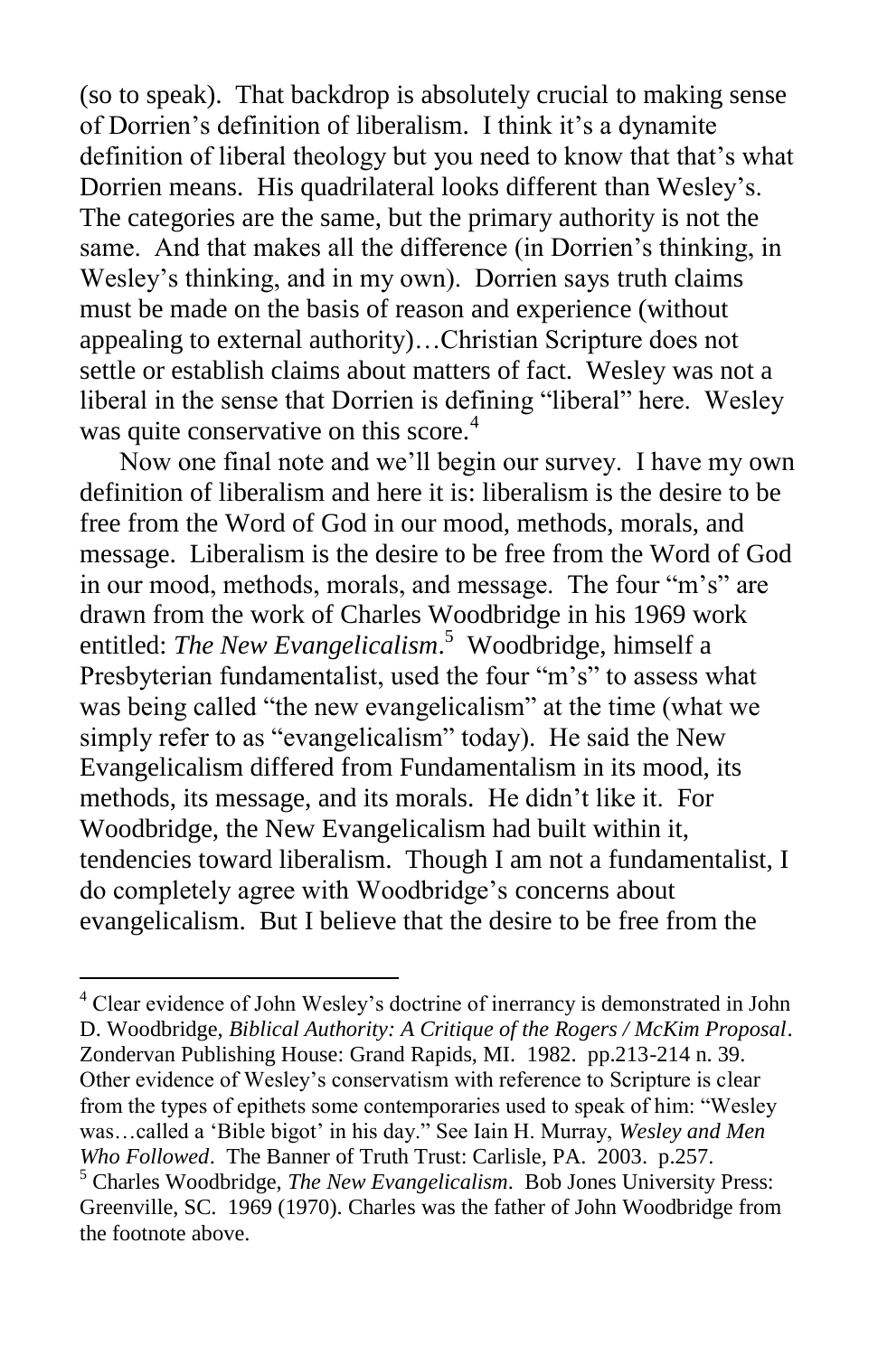(so to speak). That backdrop is absolutely crucial to making sense of Dorrien's definition of liberalism. I think it's a dynamite definition of liberal theology but you need to know that that's what Dorrien means. His quadrilateral looks different than Wesley's. The categories are the same, but the primary authority is not the same. And that makes all the difference (in Dorrien's thinking, in Wesley's thinking, and in my own). Dorrien says truth claims must be made on the basis of reason and experience (without appealing to external authority)…Christian Scripture does not settle or establish claims about matters of fact. Wesley was not a liberal in the sense that Dorrien is defining "liberal" here. Wesley was quite conservative on this score.[4]

Now one final note and we'll begin our survey. I have my own definition of liberalism and here it is: liberalism is the desire to be free from the Word of God in our mood, methods, morals, and message. Liberalism is the desire to be free from the Word of God in our mood, methods, morals, and message. The four "m's" are drawn from the work of Charles Woodbridge in his 1969 work entitled: *The New Evangelicalism*.[5] Woodbridge, himself a Presbyterian fundamentalist, used the four "m's" to assess what was being called "the new evangelicalism" at the time (what we simply refer to as "evangelicalism" today). He said the New Evangelicalism differed from Fundamentalism in its mood, its methods, its message, and its morals. He didn't like it. For Woodbridge, the New Evangelicalism had built within it, tendencies toward liberalism. Though I am not a fundamentalist, I do completely agree with Woodbridge's concerns about evangelicalism. But I believe that the desire to be free from the

---

[4] Clear evidence of John Wesley's doctrine of inerrancy is demonstrated in John D. Woodbridge, *Biblical Authority: A Critique of the Rogers / McKim Proposal*. Zondervan Publishing House: Grand Rapids, MI. 1982. pp.213-214 n. 39. Other evidence of Wesley's conservatism with reference to Scripture is clear from the types of epithets some contemporaries used to speak of him: "Wesley was…called a 'Bible bigot' in his day." See Iain H. Murray, *Wesley and Men Who Followed*. The Banner of Truth Trust: Carlisle, PA. 2003. p.257.

[5] Charles Woodbridge, *The New Evangelicalism*. Bob Jones University Press: Greenville, SC. 1969 (1970). Charles was the father of John Woodbridge from the footnote above.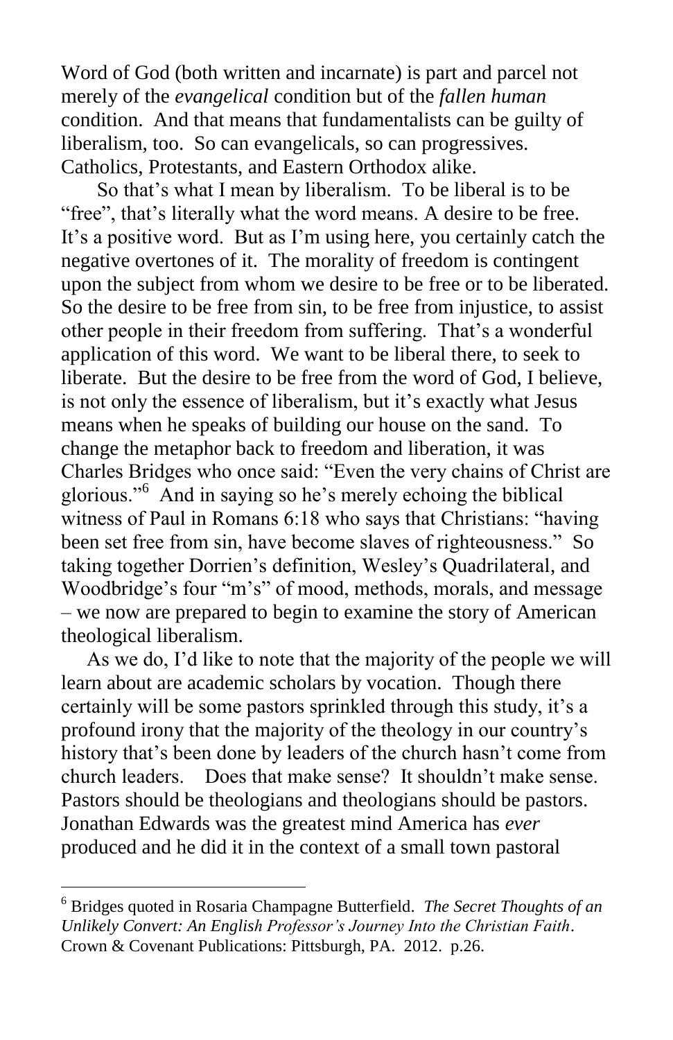Word of God (both written and incarnate) is part and parcel not merely of the *evangelical* condition but of the *fallen human* condition. And that means that fundamentalists can be guilty of liberalism, too. So can evangelicals, so can progressives. Catholics, Protestants, and Eastern Orthodox alike.

So that's what I mean by liberalism. To be liberal is to be "free", that's literally what the word means. A desire to be free. It's a positive word. But as I'm using here, you certainly catch the negative overtones of it. The morality of freedom is contingent upon the subject from whom we desire to be free or to be liberated. So the desire to be free from sin, to be free from injustice, to assist other people in their freedom from suffering. That's a wonderful application of this word. We want to be liberal there, to seek to liberate. But the desire to be free from the word of God, I believe, is not only the essence of liberalism, but it's exactly what Jesus means when he speaks of building our house on the sand. To change the metaphor back to freedom and liberation, it was Charles Bridges who once said: "Even the very chains of Christ are glorious."[6] And in saying so he's merely echoing the biblical witness of Paul in Romans 6:18 who says that Christians: "having been set free from sin, have become slaves of righteousness." So taking together Dorrien's definition, Wesley's Quadrilateral, and Woodbridge's four "m's" of mood, methods, morals, and message – we now are prepared to begin to examine the story of American theological liberalism.

As we do, I'd like to note that the majority of the people we will learn about are academic scholars by vocation. Though there certainly will be some pastors sprinkled through this study, it's a profound irony that the majority of the theology in our country's history that's been done by leaders of the church hasn't come from church leaders. Does that make sense? It shouldn't make sense. Pastors should be theologians and theologians should be pastors. Jonathan Edwards was the greatest mind America has *ever* produced and he did it in the context of a small town pastoral

---

[6] Bridges quoted in Rosaria Champagne Butterfield. *The Secret Thoughts of an Unlikely Convert: An English Professor's Journey Into the Christian Faith*. Crown & Covenant Publications: Pittsburgh, PA. 2012. p.26.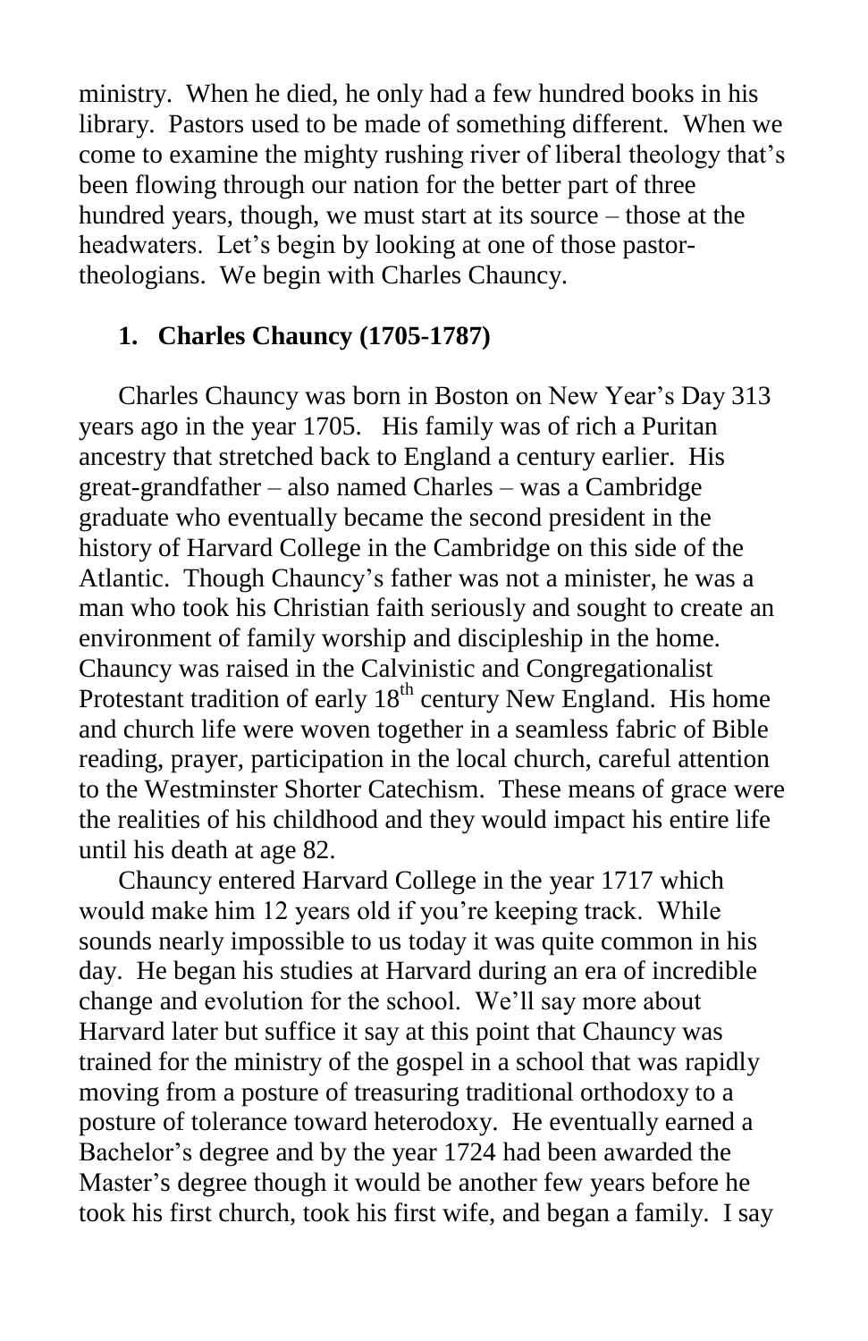ministry. When he died, he only had a few hundred books in his library. Pastors used to be made of something different. When we come to examine the mighty rushing river of liberal theology that's been flowing through our nation for the better part of three hundred years, though, we must start at its source – those at the headwaters. Let's begin by looking at one of those pastor-theologians. We begin with Charles Chauncy.

### 1. Charles Chauncy (1705-1787)

Charles Chauncy was born in Boston on New Year's Day 313 years ago in the year 1705. His family was of rich a Puritan ancestry that stretched back to England a century earlier. His great-grandfather – also named Charles – was a Cambridge graduate who eventually became the second president in the history of Harvard College in the Cambridge on this side of the Atlantic. Though Chauncy's father was not a minister, he was a man who took his Christian faith seriously and sought to create an environment of family worship and discipleship in the home. Chauncy was raised in the Calvinistic and Congregationalist Protestant tradition of early 18th century New England. His home and church life were woven together in a seamless fabric of Bible reading, prayer, participation in the local church, careful attention to the Westminster Shorter Catechism. These means of grace were the realities of his childhood and they would impact his entire life until his death at age 82.

Chauncy entered Harvard College in the year 1717 which would make him 12 years old if you're keeping track. While sounds nearly impossible to us today it was quite common in his day. He began his studies at Harvard during an era of incredible change and evolution for the school. We'll say more about Harvard later but suffice it say at this point that Chauncy was trained for the ministry of the gospel in a school that was rapidly moving from a posture of treasuring traditional orthodoxy to a posture of tolerance toward heterodoxy. He eventually earned a Bachelor's degree and by the year 1724 had been awarded the Master's degree though it would be another few years before he took his first church, took his first wife, and began a family. I say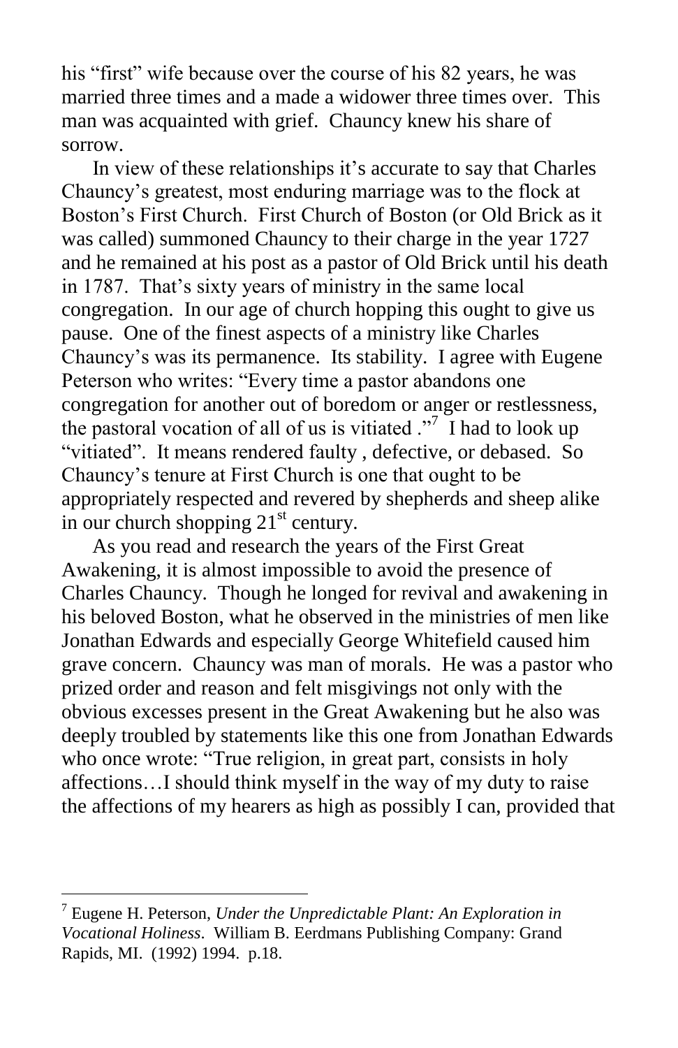his “first” wife because over the course of his 82 years, he was married three times and a made a widower three times over. This man was acquainted with grief. Chauncy knew his share of sorrow.

In view of these relationships it’s accurate to say that Charles Chauncy’s greatest, most enduring marriage was to the flock at Boston’s First Church. First Church of Boston (or Old Brick as it was called) summoned Chauncy to their charge in the year 1727 and he remained at his post as a pastor of Old Brick until his death in 1787. That’s sixty years of ministry in the same local congregation. In our age of church hopping this ought to give us pause. One of the finest aspects of a ministry like Charles Chauncy’s was its permanence. Its stability. I agree with Eugene Peterson who writes: “Every time a pastor abandons one congregation for another out of boredom or anger or restlessness, the pastoral vocation of all of us is vitiated .”[7] I had to look up “vitiated”. It means rendered faulty , defective, or debased. So Chauncy’s tenure at First Church is one that ought to be appropriately respected and revered by shepherds and sheep alike in our church shopping 21st century.

As you read and research the years of the First Great Awakening, it is almost impossible to avoid the presence of Charles Chauncy. Though he longed for revival and awakening in his beloved Boston, what he observed in the ministries of men like Jonathan Edwards and especially George Whitefield caused him grave concern. Chauncy was man of morals. He was a pastor who prized order and reason and felt misgivings not only with the obvious excesses present in the Great Awakening but he also was deeply troubled by statements like this one from Jonathan Edwards who once wrote: “True religion, in great part, consists in holy affections…I should think myself in the way of my duty to raise the affections of my hearers as high as possibly I can, provided that

---

[7] Eugene H. Peterson, *Under the Unpredictable Plant: An Exploration in Vocational Holiness*. William B. Eerdmans Publishing Company: Grand Rapids, MI. (1992) 1994. p.18.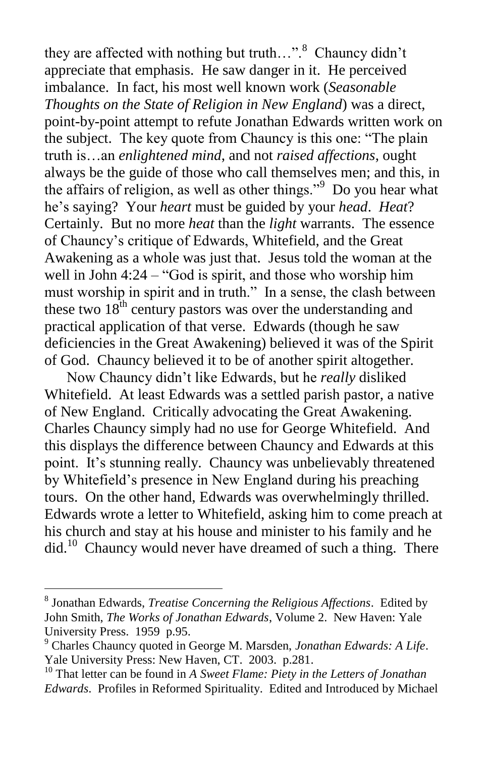they are affected with nothing but truth…”.[8] Chauncy didn’t appreciate that emphasis. He saw danger in it. He perceived imbalance. In fact, his most well known work (*Seasonable Thoughts on the State of Religion in New England*) was a direct, point-by-point attempt to refute Jonathan Edwards written work on the subject. The key quote from Chauncy is this one: “The plain truth is…an *enlightened mind*, and not *raised affections*, ought always be the guide of those who call themselves men; and this, in the affairs of religion, as well as other things.”[9] Do you hear what he’s saying? Your *heart* must be guided by your *head*. *Heat*? Certainly. But no more *heat* than the *light* warrants. The essence of Chauncy’s critique of Edwards, Whitefield, and the Great Awakening as a whole was just that. Jesus told the woman at the well in John 4:24 – “God is spirit, and those who worship him must worship in spirit and in truth.” In a sense, the clash between these two 18th century pastors was over the understanding and practical application of that verse. Edwards (though he saw deficiencies in the Great Awakening) believed it was of the Spirit of God. Chauncy believed it to be of another spirit altogether.

Now Chauncy didn’t like Edwards, but he *really* disliked Whitefield. At least Edwards was a settled parish pastor, a native of New England. Critically advocating the Great Awakening. Charles Chauncy simply had no use for George Whitefield. And this displays the difference between Chauncy and Edwards at this point. It’s stunning really. Chauncy was unbelievably threatened by Whitefield’s presence in New England during his preaching tours. On the other hand, Edwards was overwhelmingly thrilled. Edwards wrote a letter to Whitefield, asking him to come preach at his church and stay at his house and minister to his family and he did.[10] Chauncy would never have dreamed of such a thing. There

---

[8] Jonathan Edwards, *Treatise Concerning the Religious Affections*. Edited by John Smith, *The Works of Jonathan Edwards*, Volume 2. New Haven: Yale University Press. 1959 p.95.

[9] Charles Chauncy quoted in George M. Marsden, *Jonathan Edwards: A Life*. Yale University Press: New Haven, CT. 2003. p.281.

[10] That letter can be found in *A Sweet Flame: Piety in the Letters of Jonathan Edwards*. Profiles in Reformed Spirituality. Edited and Introduced by Michael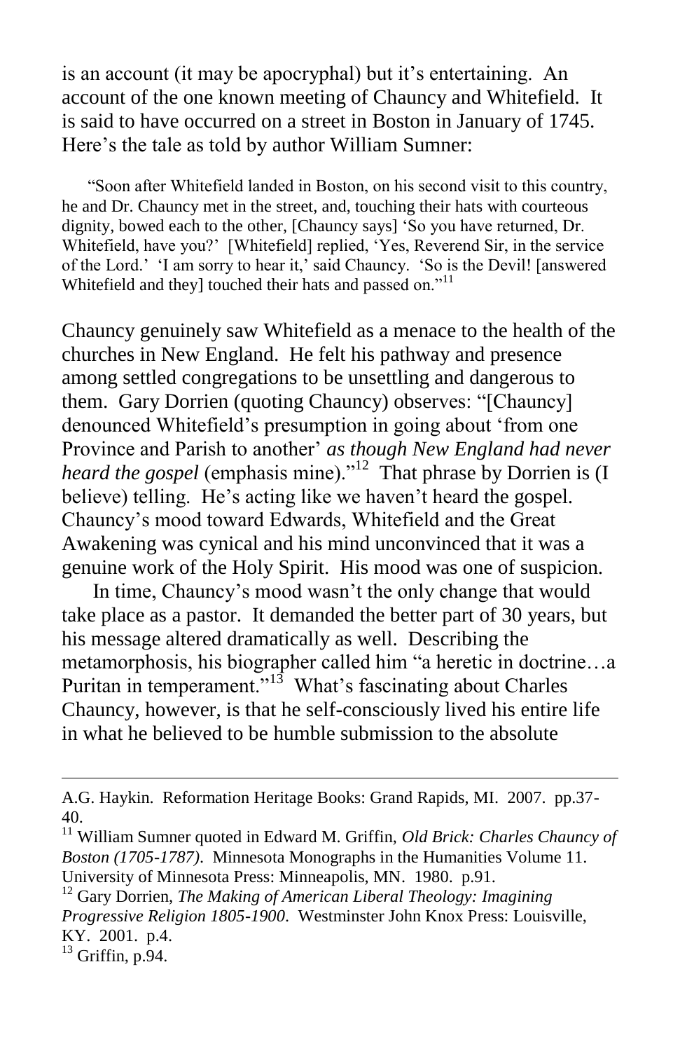is an account (it may be apocryphal) but it's entertaining. An account of the one known meeting of Chauncy and Whitefield. It is said to have occurred on a street in Boston in January of 1745. Here's the tale as told by author William Sumner:

> "Soon after Whitefield landed in Boston, on his second visit to this country, he and Dr. Chauncy met in the street, and, touching their hats with courteous dignity, bowed each to the other, [Chauncy says] 'So you have returned, Dr. Whitefield, have you?' [Whitefield] replied, 'Yes, Reverend Sir, in the service of the Lord.' 'I am sorry to hear it,' said Chauncy. 'So is the Devil! [answered Whitefield and they] touched their hats and passed on."[11]

Chauncy genuinely saw Whitefield as a menace to the health of the churches in New England. He felt his pathway and presence among settled congregations to be unsettling and dangerous to them. Gary Dorrien (quoting Chauncy) observes: "[Chauncy] denounced Whitefield's presumption in going about 'from one Province and Parish to another' *as though New England had never heard the gospel* (emphasis mine)."[12] That phrase by Dorrien is (I believe) telling. He's acting like we haven't heard the gospel. Chauncy's mood toward Edwards, Whitefield and the Great Awakening was cynical and his mind unconvinced that it was a genuine work of the Holy Spirit. His mood was one of suspicion.

In time, Chauncy's mood wasn't the only change that would take place as a pastor. It demanded the better part of 30 years, but his message altered dramatically as well. Describing the metamorphosis, his biographer called him "a heretic in doctrine…a Puritan in temperament."[13] What's fascinating about Charles Chauncy, however, is that he self-consciously lived his entire life in what he believed to be humble submission to the absolute

---

A.G. Haykin. Reformation Heritage Books: Grand Rapids, MI. 2007. pp.37-40.

[11] William Sumner quoted in Edward M. Griffin, *Old Brick: Charles Chauncy of Boston (1705-1787)*. Minnesota Monographs in the Humanities Volume 11. University of Minnesota Press: Minneapolis, MN. 1980. p.91.

[12] Gary Dorrien, *The Making of American Liberal Theology: Imagining Progressive Religion 1805-1900*. Westminster John Knox Press: Louisville, KY. 2001. p.4.

[13] Griffin, p.94.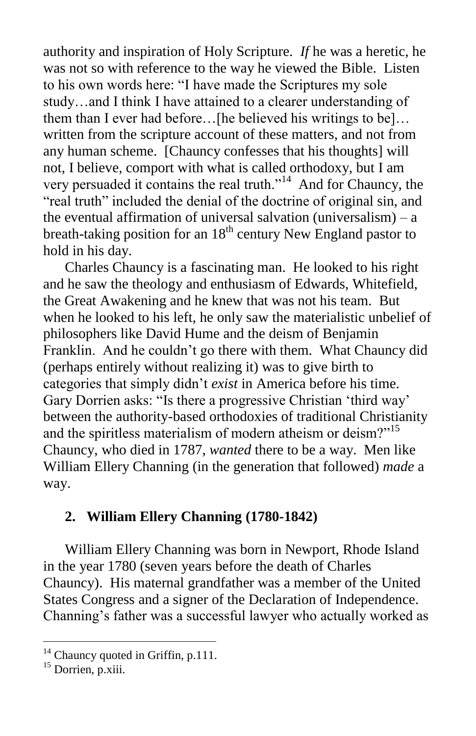authority and inspiration of Holy Scripture. *If* he was a heretic, he was not so with reference to the way he viewed the Bible. Listen to his own words here: "I have made the Scriptures my sole study…and I think I have attained to a clearer understanding of them than I ever had before…[he believed his writings to be]…written from the scripture account of these matters, and not from any human scheme. [Chauncy confesses that his thoughts] will not, I believe, comport with what is called orthodoxy, but I am very persuaded it contains the real truth."[14] And for Chauncy, the "real truth" included the denial of the doctrine of original sin, and the eventual affirmation of universal salvation (universalism) – a breath-taking position for an 18th century New England pastor to hold in his day.

Charles Chauncy is a fascinating man. He looked to his right and he saw the theology and enthusiasm of Edwards, Whitefield, the Great Awakening and he knew that was not his team. But when he looked to his left, he only saw the materialistic unbelief of philosophers like David Hume and the deism of Benjamin Franklin. And he couldn't go there with them. What Chauncy did (perhaps entirely without realizing it) was to give birth to categories that simply didn't *exist* in America before his time. Gary Dorrien asks: "Is there a progressive Christian 'third way' between the authority-based orthodoxies of traditional Christianity and the spiritless materialism of modern atheism or deism?"[15] Chauncy, who died in 1787, *wanted* there to be a way. Men like William Ellery Channing (in the generation that followed) *made* a way.

## 2. William Ellery Channing (1780-1842)

William Ellery Channing was born in Newport, Rhode Island in the year 1780 (seven years before the death of Charles Chauncy). His maternal grandfather was a member of the United States Congress and a signer of the Declaration of Independence. Channing's father was a successful lawyer who actually worked as

---

[14] Chauncy quoted in Griffin, p.111.

[15] Dorrien, p.xiii.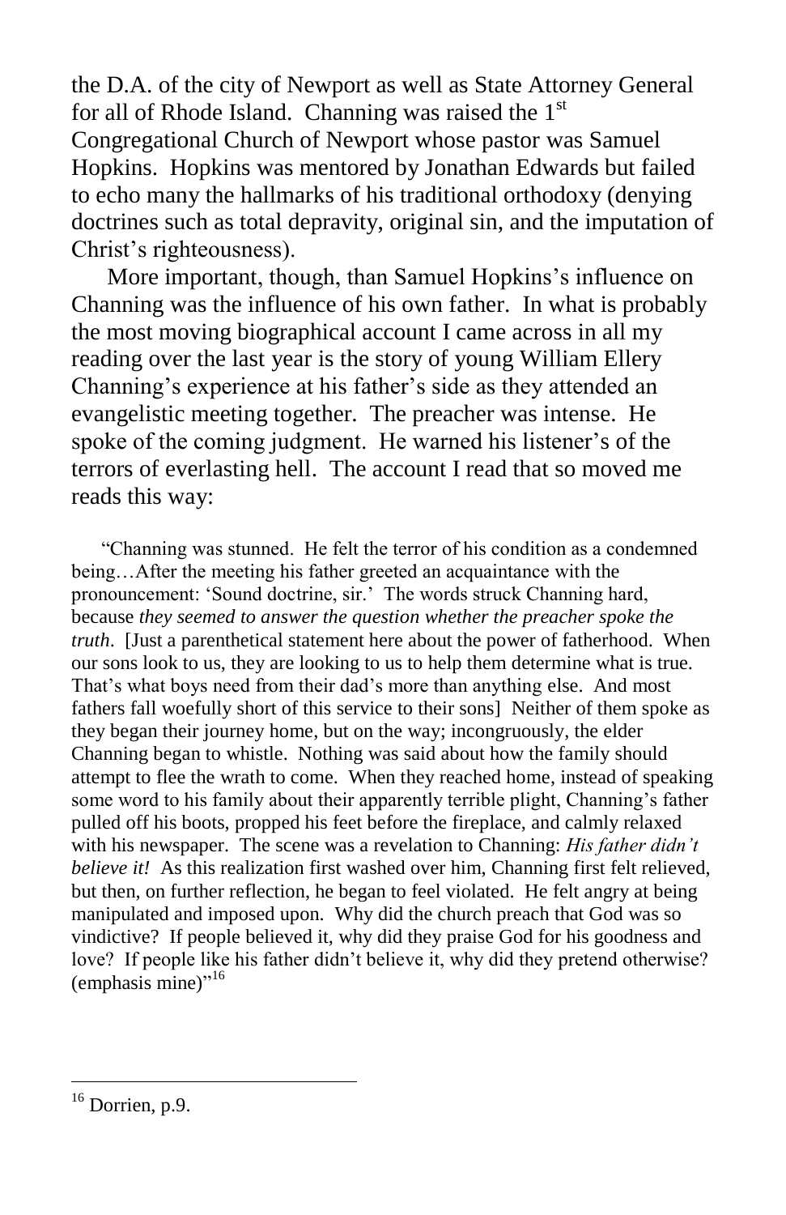the D.A. of the city of Newport as well as State Attorney General for all of Rhode Island. Channing was raised the 1st Congregational Church of Newport whose pastor was Samuel Hopkins. Hopkins was mentored by Jonathan Edwards but failed to echo many the hallmarks of his traditional orthodoxy (denying doctrines such as total depravity, original sin, and the imputation of Christ's righteousness).

More important, though, than Samuel Hopkins's influence on Channing was the influence of his own father. In what is probably the most moving biographical account I came across in all my reading over the last year is the story of young William Ellery Channing's experience at his father's side as they attended an evangelistic meeting together. The preacher was intense. He spoke of the coming judgment. He warned his listener's of the terrors of everlasting hell. The account I read that so moved me reads this way:

> "Channing was stunned. He felt the terror of his condition as a condemned being…After the meeting his father greeted an acquaintance with the pronouncement: 'Sound doctrine, sir.' The words struck Channing hard, because *they seemed to answer the question whether the preacher spoke the truth*. [Just a parenthetical statement here about the power of fatherhood. When our sons look to us, they are looking to us to help them determine what is true. That's what boys need from their dad's more than anything else. And most fathers fall woefully short of this service to their sons] Neither of them spoke as they began their journey home, but on the way; incongruously, the elder Channing began to whistle. Nothing was said about how the family should attempt to flee the wrath to come. When they reached home, instead of speaking some word to his family about their apparently terrible plight, Channing's father pulled off his boots, propped his feet before the fireplace, and calmly relaxed with his newspaper. The scene was a revelation to Channing: *His father didn't believe it!* As this realization first washed over him, Channing first felt relieved, but then, on further reflection, he began to feel violated. He felt angry at being manipulated and imposed upon. Why did the church preach that God was so vindictive? If people believed it, why did they praise God for his goodness and love? If people like his father didn't believe it, why did they pretend otherwise? (emphasis mine)"[16]

---

[16] Dorrien, p.9.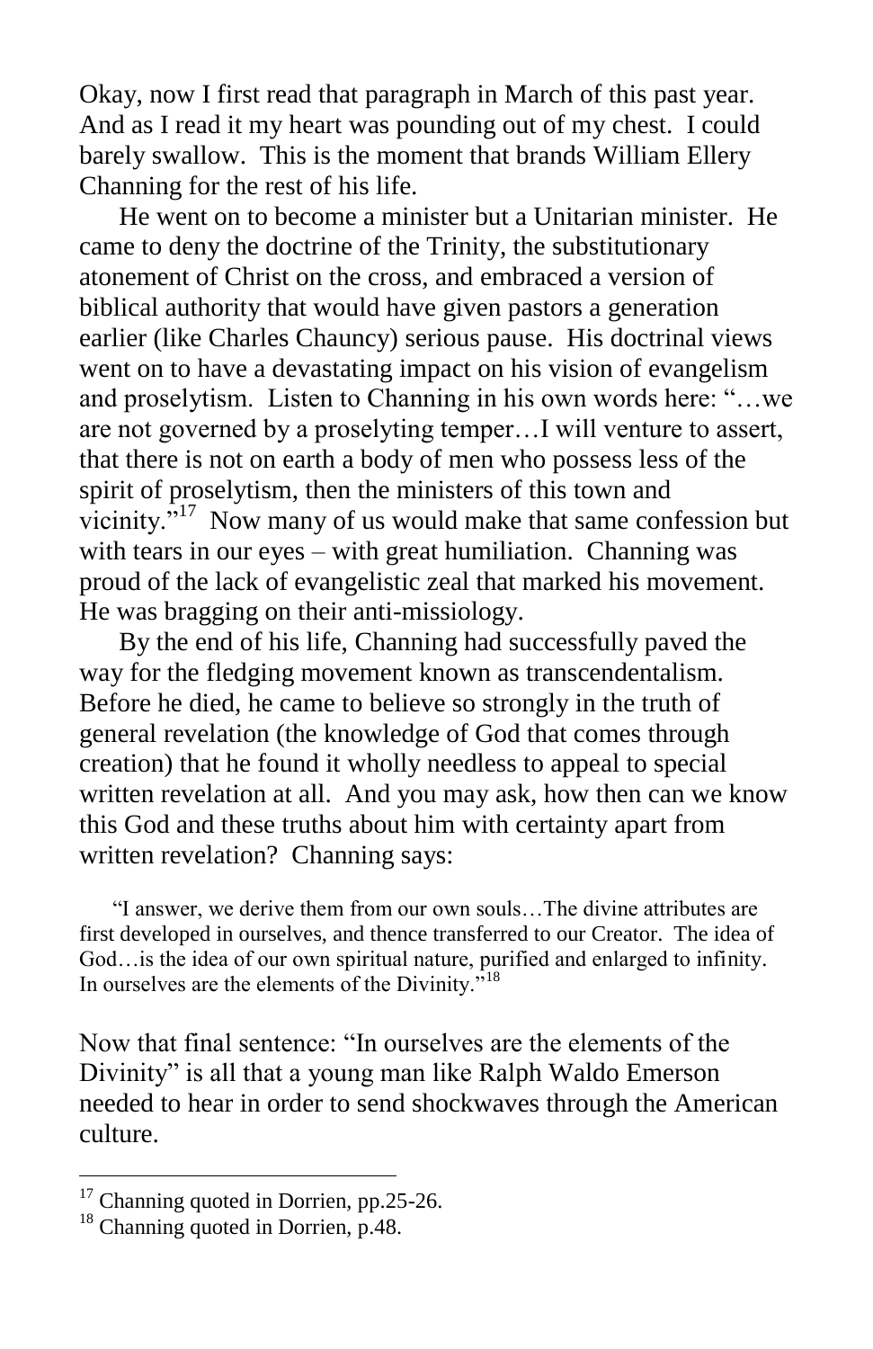Okay, now I first read that paragraph in March of this past year. And as I read it my heart was pounding out of my chest. I could barely swallow. This is the moment that brands William Ellery Channing for the rest of his life.

He went on to become a minister but a Unitarian minister. He came to deny the doctrine of the Trinity, the substitutionary atonement of Christ on the cross, and embraced a version of biblical authority that would have given pastors a generation earlier (like Charles Chauncy) serious pause. His doctrinal views went on to have a devastating impact on his vision of evangelism and proselytism. Listen to Channing in his own words here: "…we are not governed by a proselyting temper…I will venture to assert, that there is not on earth a body of men who possess less of the spirit of proselytism, then the ministers of this town and vicinity."[17] Now many of us would make that same confession but with tears in our eyes – with great humiliation. Channing was proud of the lack of evangelistic zeal that marked his movement. He was bragging on their anti-missiology.

By the end of his life, Channing had successfully paved the way for the fledging movement known as transcendentalism. Before he died, he came to believe so strongly in the truth of general revelation (the knowledge of God that comes through creation) that he found it wholly needless to appeal to special written revelation at all. And you may ask, how then can we know this God and these truths about him with certainty apart from written revelation? Channing says:

> "I answer, we derive them from our own souls…The divine attributes are first developed in ourselves, and thence transferred to our Creator. The idea of God…is the idea of our own spiritual nature, purified and enlarged to infinity. In ourselves are the elements of the Divinity."[18]

Now that final sentence: "In ourselves are the elements of the Divinity" is all that a young man like Ralph Waldo Emerson needed to hear in order to send shockwaves through the American culture.

---

[17] Channing quoted in Dorrien, pp.25-26.

[18] Channing quoted in Dorrien, p.48.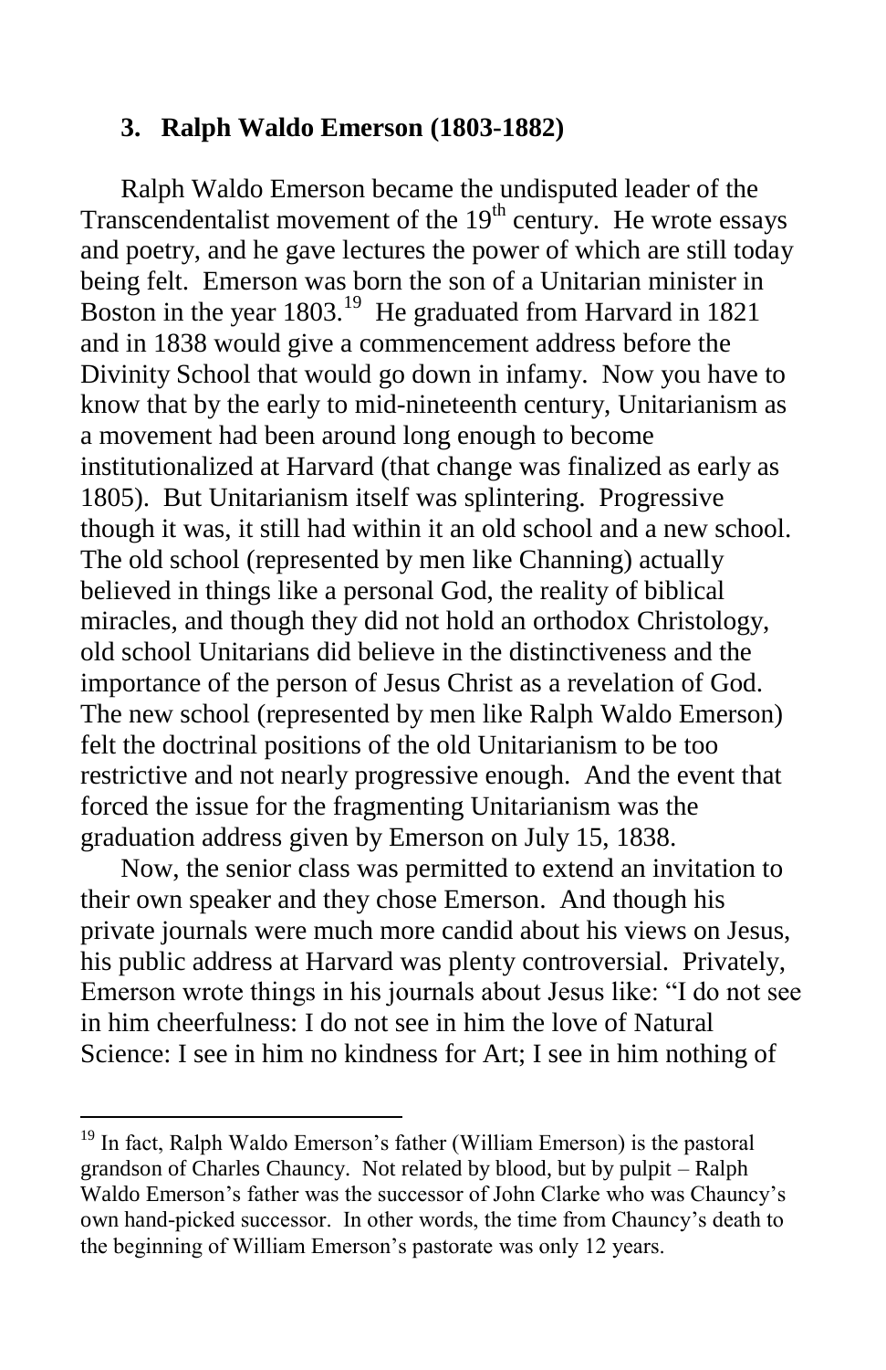### 3. Ralph Waldo Emerson (1803-1882)

Ralph Waldo Emerson became the undisputed leader of the Transcendentalist movement of the 19th century. He wrote essays and poetry, and he gave lectures the power of which are still today being felt. Emerson was born the son of a Unitarian minister in Boston in the year 1803.[19] He graduated from Harvard in 1821 and in 1838 would give a commencement address before the Divinity School that would go down in infamy. Now you have to know that by the early to mid-nineteenth century, Unitarianism as a movement had been around long enough to become institutionalized at Harvard (that change was finalized as early as 1805). But Unitarianism itself was splintering. Progressive though it was, it still had within it an old school and a new school. The old school (represented by men like Channing) actually believed in things like a personal God, the reality of biblical miracles, and though they did not hold an orthodox Christology, old school Unitarians did believe in the distinctiveness and the importance of the person of Jesus Christ as a revelation of God. The new school (represented by men like Ralph Waldo Emerson) felt the doctrinal positions of the old Unitarianism to be too restrictive and not nearly progressive enough. And the event that forced the issue for the fragmenting Unitarianism was the graduation address given by Emerson on July 15, 1838.

Now, the senior class was permitted to extend an invitation to their own speaker and they chose Emerson. And though his private journals were much more candid about his views on Jesus, his public address at Harvard was plenty controversial. Privately, Emerson wrote things in his journals about Jesus like: "I do not see in him cheerfulness: I do not see in him the love of Natural Science: I see in him no kindness for Art; I see in him nothing of

---

[19] In fact, Ralph Waldo Emerson's father (William Emerson) is the pastoral grandson of Charles Chauncy. Not related by blood, but by pulpit – Ralph Waldo Emerson's father was the successor of John Clarke who was Chauncy's own hand-picked successor. In other words, the time from Chauncy's death to the beginning of William Emerson's pastorate was only 12 years.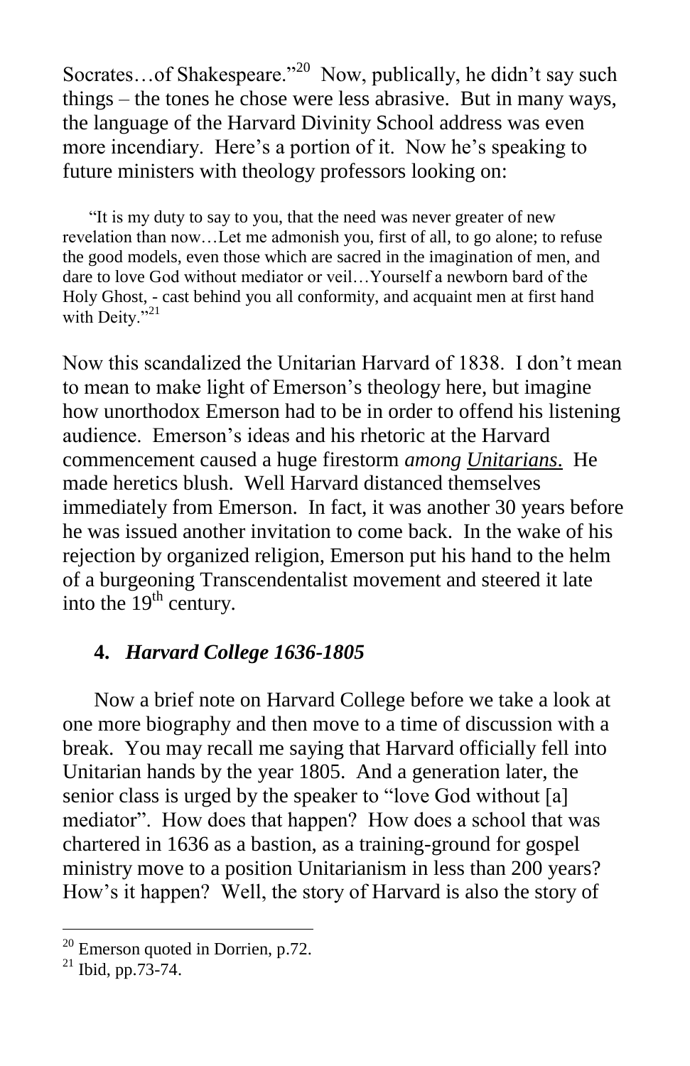Socrates…of Shakespeare."[20] Now, publically, he didn't say such things – the tones he chose were less abrasive. But in many ways, the language of the Harvard Divinity School address was even more incendiary. Here's a portion of it. Now he's speaking to future ministers with theology professors looking on:

> "It is my duty to say to you, that the need was never greater of new revelation than now…Let me admonish you, first of all, to go alone; to refuse the good models, even those which are sacred in the imagination of men, and dare to love God without mediator or veil…Yourself a newborn bard of the Holy Ghost, - cast behind you all conformity, and acquaint men at first hand with Deity."[21]

Now this scandalized the Unitarian Harvard of 1838. I don't mean to mean to make light of Emerson's theology here, but imagine how unorthodox Emerson had to be in order to offend his listening audience. Emerson's ideas and his rhetoric at the Harvard commencement caused a huge firestorm *among <u>Unitarians</u>.* He made heretics blush. Well Harvard distanced themselves immediately from Emerson. In fact, it was another 30 years before he was issued another invitation to come back. In the wake of his rejection by organized religion, Emerson put his hand to the helm of a burgeoning Transcendentalist movement and steered it late into the 19th century.

### 4. *Harvard College 1636-1805*

Now a brief note on Harvard College before we take a look at one more biography and then move to a time of discussion with a break. You may recall me saying that Harvard officially fell into Unitarian hands by the year 1805. And a generation later, the senior class is urged by the speaker to "love God without [a] mediator". How does that happen? How does a school that was chartered in 1636 as a bastion, as a training-ground for gospel ministry move to a position Unitarianism in less than 200 years? How's it happen? Well, the story of Harvard is also the story of

---

[20] Emerson quoted in Dorrien, p.72.

[21] Ibid, pp.73-74.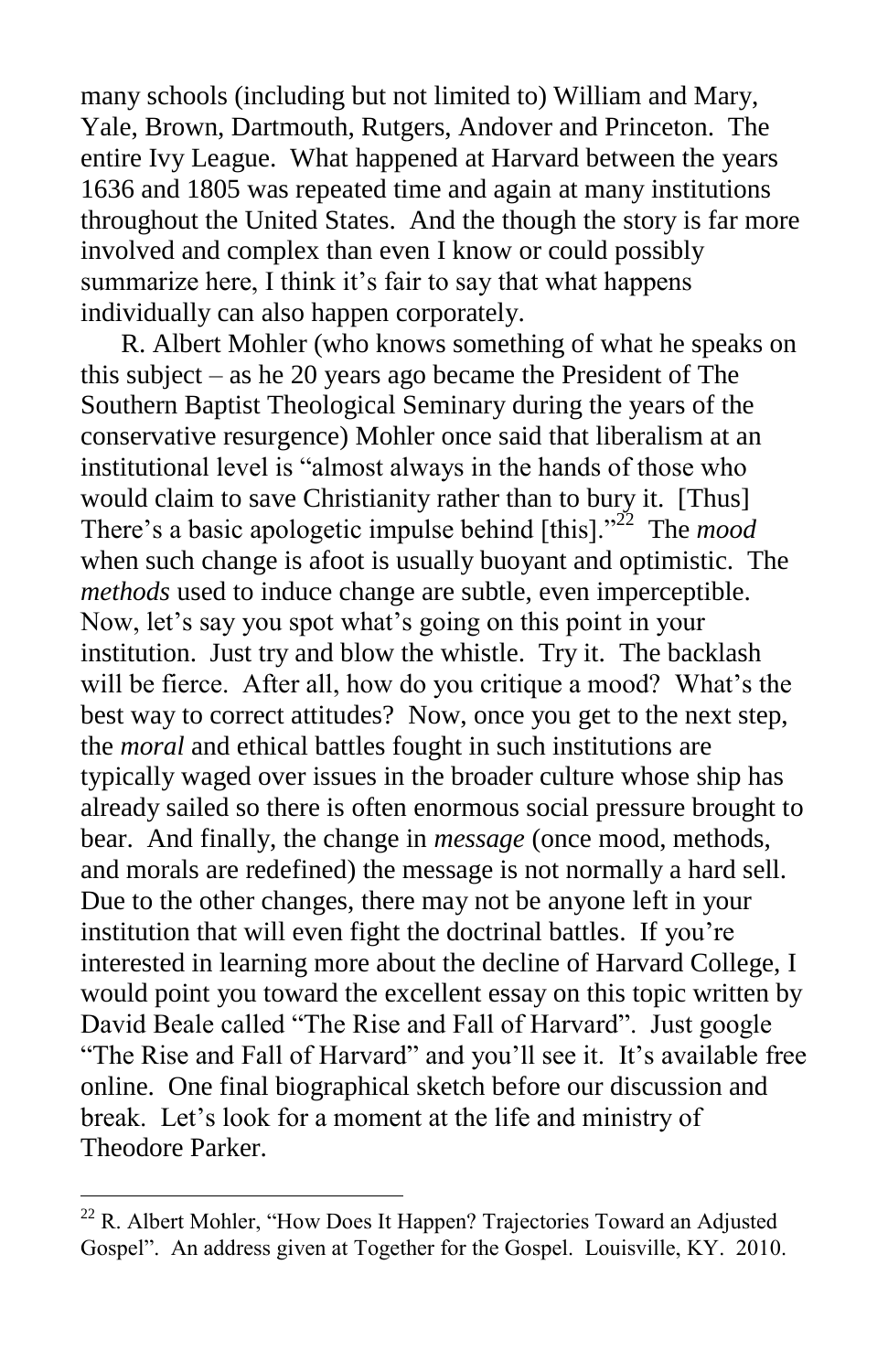many schools (including but not limited to) William and Mary, Yale, Brown, Dartmouth, Rutgers, Andover and Princeton. The entire Ivy League. What happened at Harvard between the years 1636 and 1805 was repeated time and again at many institutions throughout the United States. And the though the story is far more involved and complex than even I know or could possibly summarize here, I think it's fair to say that what happens individually can also happen corporately.

R. Albert Mohler (who knows something of what he speaks on this subject – as he 20 years ago became the President of The Southern Baptist Theological Seminary during the years of the conservative resurgence) Mohler once said that liberalism at an institutional level is "almost always in the hands of those who would claim to save Christianity rather than to bury it. [Thus] There's a basic apologetic impulse behind [this]."[22] The *mood* when such change is afoot is usually buoyant and optimistic. The *methods* used to induce change are subtle, even imperceptible. Now, let's say you spot what's going on this point in your institution. Just try and blow the whistle. Try it. The backlash will be fierce. After all, how do you critique a mood? What's the best way to correct attitudes? Now, once you get to the next step, the *moral* and ethical battles fought in such institutions are typically waged over issues in the broader culture whose ship has already sailed so there is often enormous social pressure brought to bear. And finally, the change in *message* (once mood, methods, and morals are redefined) the message is not normally a hard sell. Due to the other changes, there may not be anyone left in your institution that will even fight the doctrinal battles. If you're interested in learning more about the decline of Harvard College, I would point you toward the excellent essay on this topic written by David Beale called "The Rise and Fall of Harvard". Just google "The Rise and Fall of Harvard" and you'll see it. It's available free online. One final biographical sketch before our discussion and break. Let's look for a moment at the life and ministry of Theodore Parker.

---

[22] R. Albert Mohler, "How Does It Happen? Trajectories Toward an Adjusted Gospel". An address given at Together for the Gospel. Louisville, KY. 2010.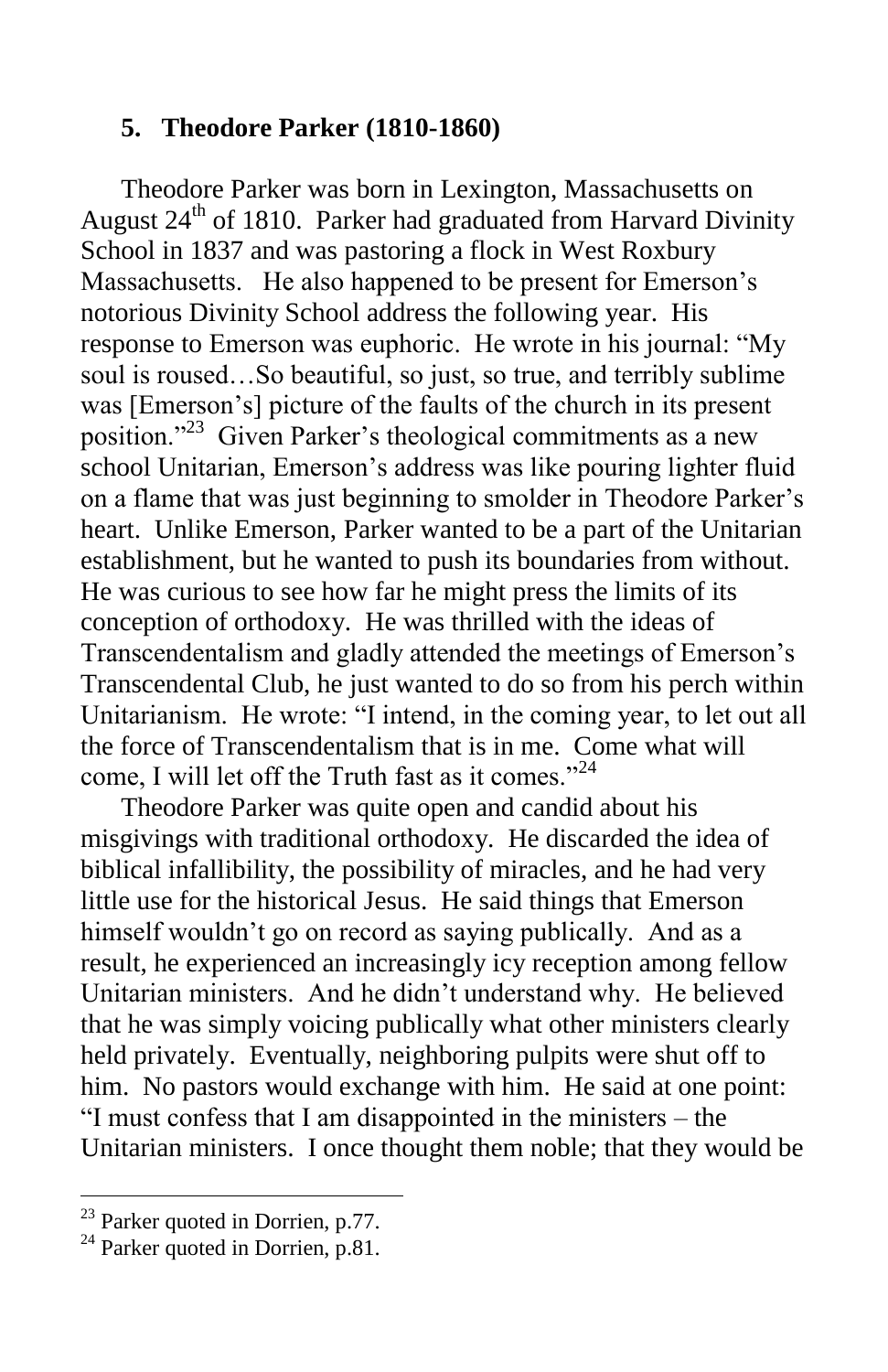### 5. Theodore Parker (1810-1860)

Theodore Parker was born in Lexington, Massachusetts on August 24th of 1810. Parker had graduated from Harvard Divinity School in 1837 and was pastoring a flock in West Roxbury Massachusetts. He also happened to be present for Emerson's notorious Divinity School address the following year. His response to Emerson was euphoric. He wrote in his journal: "My soul is roused…So beautiful, so just, so true, and terribly sublime was [Emerson's] picture of the faults of the church in its present position."[23] Given Parker's theological commitments as a new school Unitarian, Emerson's address was like pouring lighter fluid on a flame that was just beginning to smolder in Theodore Parker's heart. Unlike Emerson, Parker wanted to be a part of the Unitarian establishment, but he wanted to push its boundaries from without. He was curious to see how far he might press the limits of its conception of orthodoxy. He was thrilled with the ideas of Transcendentalism and gladly attended the meetings of Emerson's Transcendental Club, he just wanted to do so from his perch within Unitarianism. He wrote: "I intend, in the coming year, to let out all the force of Transcendentalism that is in me. Come what will come, I will let off the Truth fast as it comes."[24]

Theodore Parker was quite open and candid about his misgivings with traditional orthodoxy. He discarded the idea of biblical infallibility, the possibility of miracles, and he had very little use for the historical Jesus. He said things that Emerson himself wouldn't go on record as saying publically. And as a result, he experienced an increasingly icy reception among fellow Unitarian ministers. And he didn't understand why. He believed that he was simply voicing publically what other ministers clearly held privately. Eventually, neighboring pulpits were shut off to him. No pastors would exchange with him. He said at one point: "I must confess that I am disappointed in the ministers – the Unitarian ministers. I once thought them noble; that they would be

[23] Parker quoted in Dorrien, p.77.

[24] Parker quoted in Dorrien, p.81.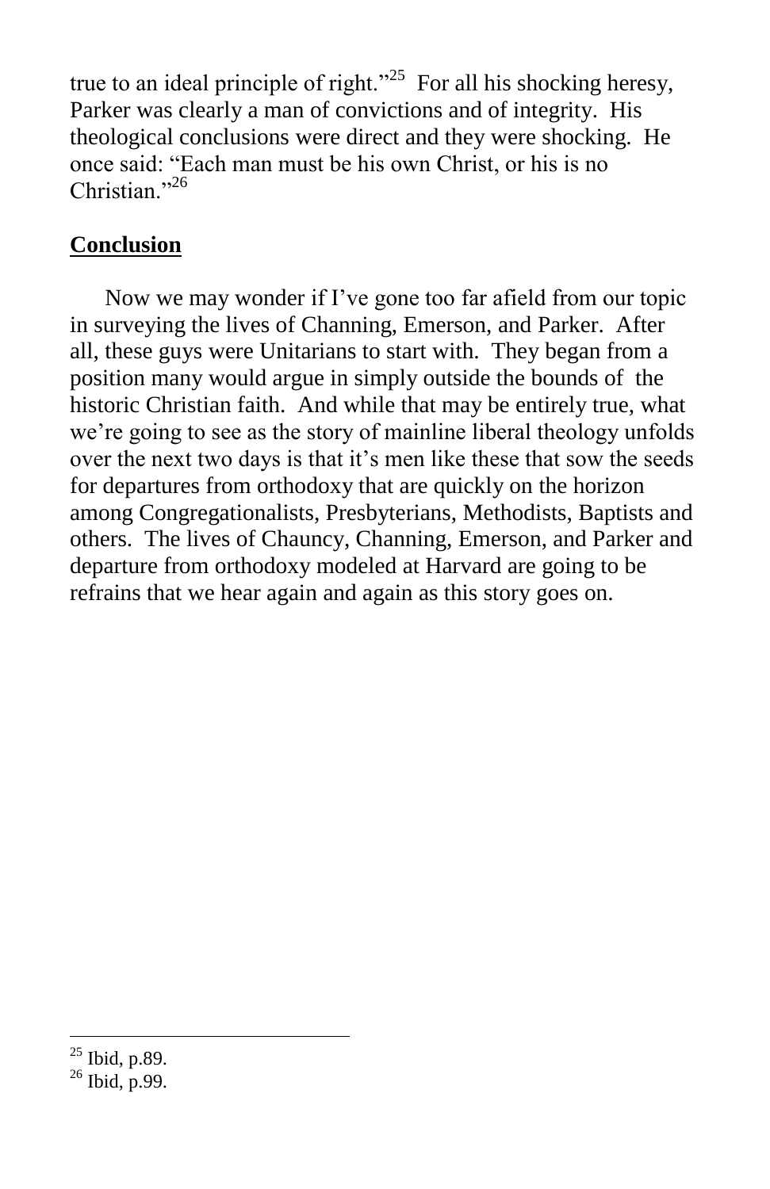true to an ideal principle of right."[25] For all his shocking heresy, Parker was clearly a man of convictions and of integrity. His theological conclusions were direct and they were shocking. He once said: "Each man must be his own Christ, or his is no Christian."[26]

## Conclusion

Now we may wonder if I've gone too far afield from our topic in surveying the lives of Channing, Emerson, and Parker. After all, these guys were Unitarians to start with. They began from a position many would argue in simply outside the bounds of the historic Christian faith. And while that may be entirely true, what we're going to see as the story of mainline liberal theology unfolds over the next two days is that it's men like these that sow the seeds for departures from orthodoxy that are quickly on the horizon among Congregationalists, Presbyterians, Methodists, Baptists and others. The lives of Chauncy, Channing, Emerson, and Parker and departure from orthodoxy modeled at Harvard are going to be refrains that we hear again and again as this story goes on.

---

[25] Ibid, p.89.

[26] Ibid, p.99.